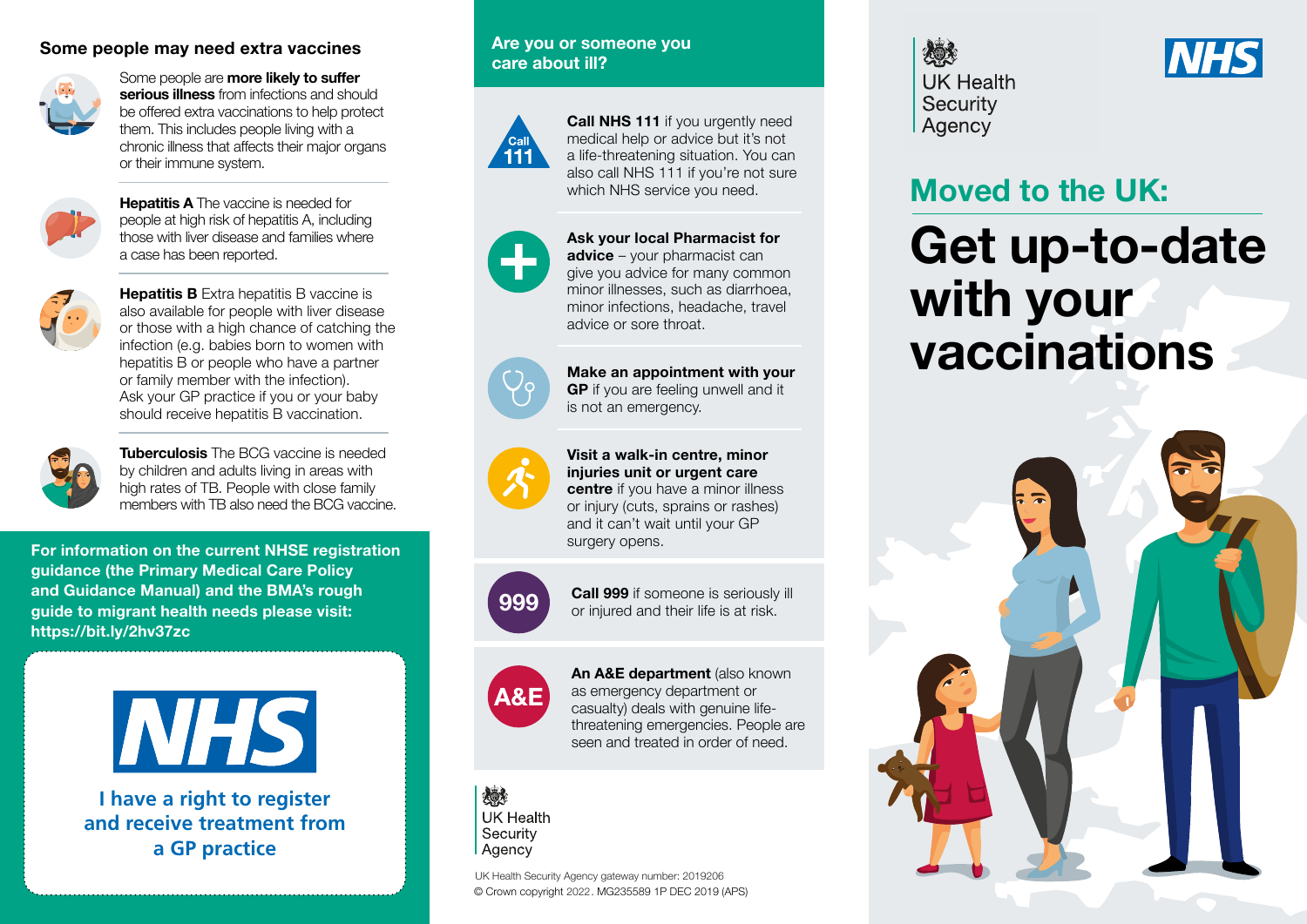## Some people may need extra vaccines

Some people are **more likely to suffer serious illness** from infections and should be offered extra vaccinations to help protect them. This includes people living with a chronic illness that affects their major organs or their immune system.

**Hepatitis A** The vaccine is needed for people at high risk of hepatitis A, including those with liver disease and families where a case has been reported.

**Hepatitis B** Extra hepatitis B vaccine is also available for people with liver disease or those with a high chance of catching the infection (e.g. babies born to women with hepatitis B or people who have a partner or family member with the infection). Ask your GP practice if you or your baby should receive hepatitis B vaccination.

**Tuberculosis** The BCG vaccine is needed by children and adults living in areas with high rates of TB. People with close family members with TB also need the BCG vaccine.

**For information on the current NHSE registration guidance (the Primary Medical Care Policy and Guidance Manual) and the BMA's rough guide to migrant health needs please visit: https://bit.ly/2hv37zc**

NHS

**I have a right to register and receive treatment from a GP practice**

## Are you or someone you care about ill?

**Call NHS 111** if you urgently need medical help or advice but it's not a life-threatening situation. You can also call NHS 111 if you're not sure which NHS service you need.

**Ask your local Pharmacist for advice** – your pharmacist can give you advice for many common minor illnesses, such as diarrhoea, minor infections, headache, travel advice or sore throat.

**Make an appointment with your GP** if you are feeling unwell and it is not an emergency.

**Visit a walk-in centre, minor injuries unit or urgent care centre** if you have a minor illness or injury (cuts, sprains or rashes) and it can't wait until your GP surgery opens.

**Call 999** if someone is seriously ill or injured and their life is at risk.

**An A&E department** (also known as emergency department or casualty) deals with genuine life-threatening emergencies. People are seen and treated in order of need.

UK Health Security Agency

UK Health Security Agency gateway number: 2019206
© Crown copyright 2022. MG235589 1P DEC 2019 (APS)

UK Health Security Agency

NHS

## Moved to the UK:

# Get up-to-date with your vaccinations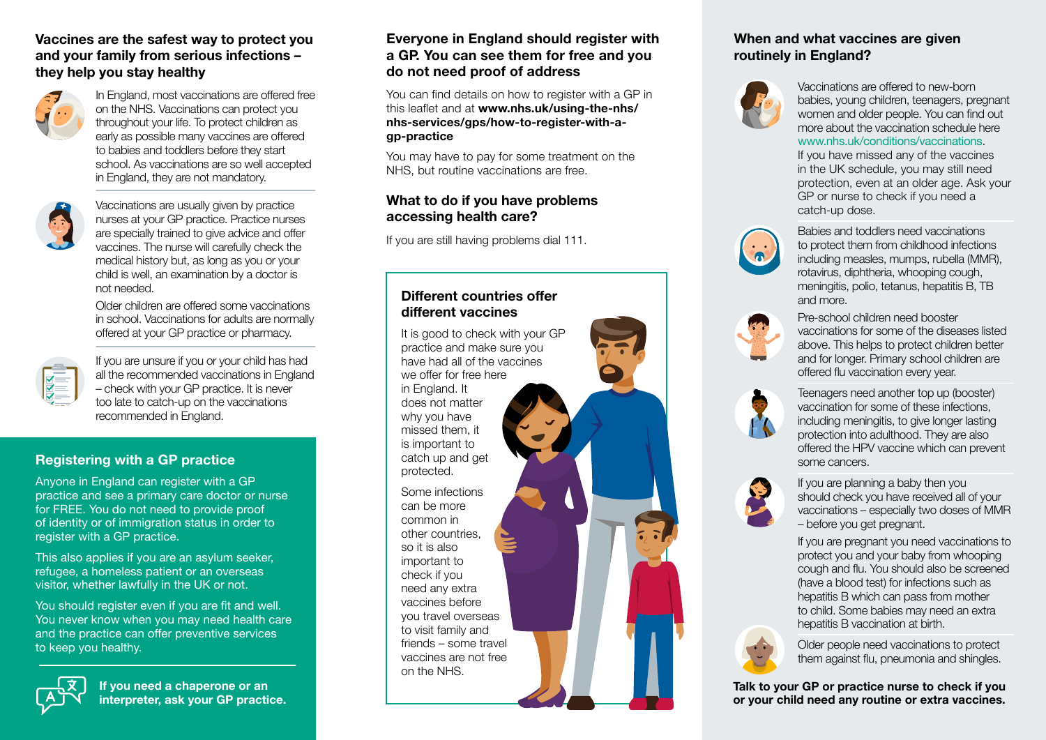## Vaccines are the safest way to protect you and your family from serious infections – they help you stay healthy

In England, most vaccinations are offered free on the NHS. Vaccinations can protect you throughout your life. To protect children as early as possible many vaccines are offered to babies and toddlers before they start school. As vaccinations are so well accepted in England, they are not mandatory.

Vaccinations are usually given by practice nurses at your GP practice. Practice nurses are specially trained to give advice and offer vaccines. The nurse will carefully check the medical history but, as long as you or your child is well, an examination by a doctor is not needed.

Older children are offered some vaccinations in school. Vaccinations for adults are normally offered at your GP practice or pharmacy.

If you are unsure if you or your child has had all the recommended vaccinations in England – check with your GP practice. It is never too late to catch-up on the vaccinations recommended in England.

## Registering with a GP practice

Anyone in England can register with a GP practice and see a primary care doctor or nurse for FREE. You do not need to provide proof of identity or of immigration status in order to register with a GP practice.

This also applies if you are an asylum seeker, refugee, a homeless patient or an overseas visitor, whether lawfully in the UK or not.

You should register even if you are fit and well. You never know when you may need health care and the practice can offer preventive services to keep you healthy.

**If you need a chaperone or an interpreter, ask your GP practice.**

## Everyone in England should register with a GP. You can see them for free and you do not need proof of address

You can find details on how to register with a GP in this leaflet and at **www.nhs.uk/using-the-nhs/nhs-services/gps/how-to-register-with-a-gp-practice**

You may have to pay for some treatment on the NHS, but routine vaccinations are free.

## What to do if you have problems accessing health care?

If you are still having problems dial 111.

### Different countries offer different vaccines

It is good to check with your GP practice and make sure you have had all of the vaccines we offer for free here in England. It does not matter why you have missed them, it is important to catch up and get protected.

Some infections can be more common in other countries, so it is also important to check if you need any extra vaccines before you travel overseas to visit family and friends – some travel vaccines are not free on the NHS.

## When and what vaccines are given routinely in England?

Vaccinations are offered to new-born babies, young children, teenagers, pregnant women and older people. You can find out more about the vaccination schedule here www.nhs.uk/conditions/vaccinations.

If you have missed any of the vaccines in the UK schedule, you may still need protection, even at an older age. Ask your GP or nurse to check if you need a catch-up dose.

Babies and toddlers need vaccinations to protect them from childhood infections including measles, mumps, rubella (MMR), rotavirus, diphtheria, whooping cough, meningitis, polio, tetanus, hepatitis B, TB and more.

Pre-school children need booster vaccinations for some of the diseases listed above. This helps to protect children better and for longer. Primary school children are offered flu vaccination every year.

Teenagers need another top up (booster) vaccination for some of these infections, including meningitis, to give longer lasting protection into adulthood. They are also offered the HPV vaccine which can prevent some cancers.

If you are planning a baby then you should check you have received all of your vaccinations – especially two doses of MMR – before you get pregnant.

If you are pregnant you need vaccinations to protect you and your baby from whooping cough and flu. You should also be screened (have a blood test) for infections such as hepatitis B which can pass from mother to child. Some babies may need an extra hepatitis B vaccination at birth.

Older people need vaccinations to protect them against flu, pneumonia and shingles.

**Talk to your GP or practice nurse to check if you or your child need any routine or extra vaccines.**